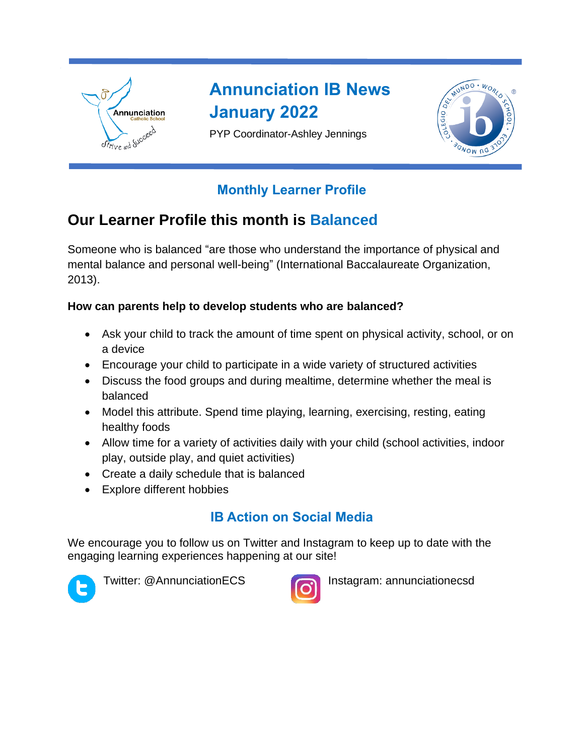# Annunciation IB News January 2022

PYP Coordinator-Ashley Jennings

## Monthly Learner Profile

## Our Learner Profile this month is Balanced

Someone who is balanced “are those who understand the importance of physical and mental balance and personal well-being” (International Baccalaureate Organization, 2013).

**How can parents help to develop students who are balanced?**

- Ask your child to track the amount of time spent on physical activity, school, or on a device
- Encourage your child to participate in a wide variety of structured activities
- Discuss the food groups and during mealtime, determine whether the meal is balanced
- Model this attribute. Spend time playing, learning, exercising, resting, eating healthy foods
- Allow time for a variety of activities daily with your child (school activities, indoor play, outside play, and quiet activities)
- Create a daily schedule that is balanced
- Explore different hobbies

## IB Action on Social Media

We encourage you to follow us on Twitter and Instagram to keep up to date with the engaging learning experiences happening at our site!

Twitter: @AnnunciationECS

Instagram: annunciationecsd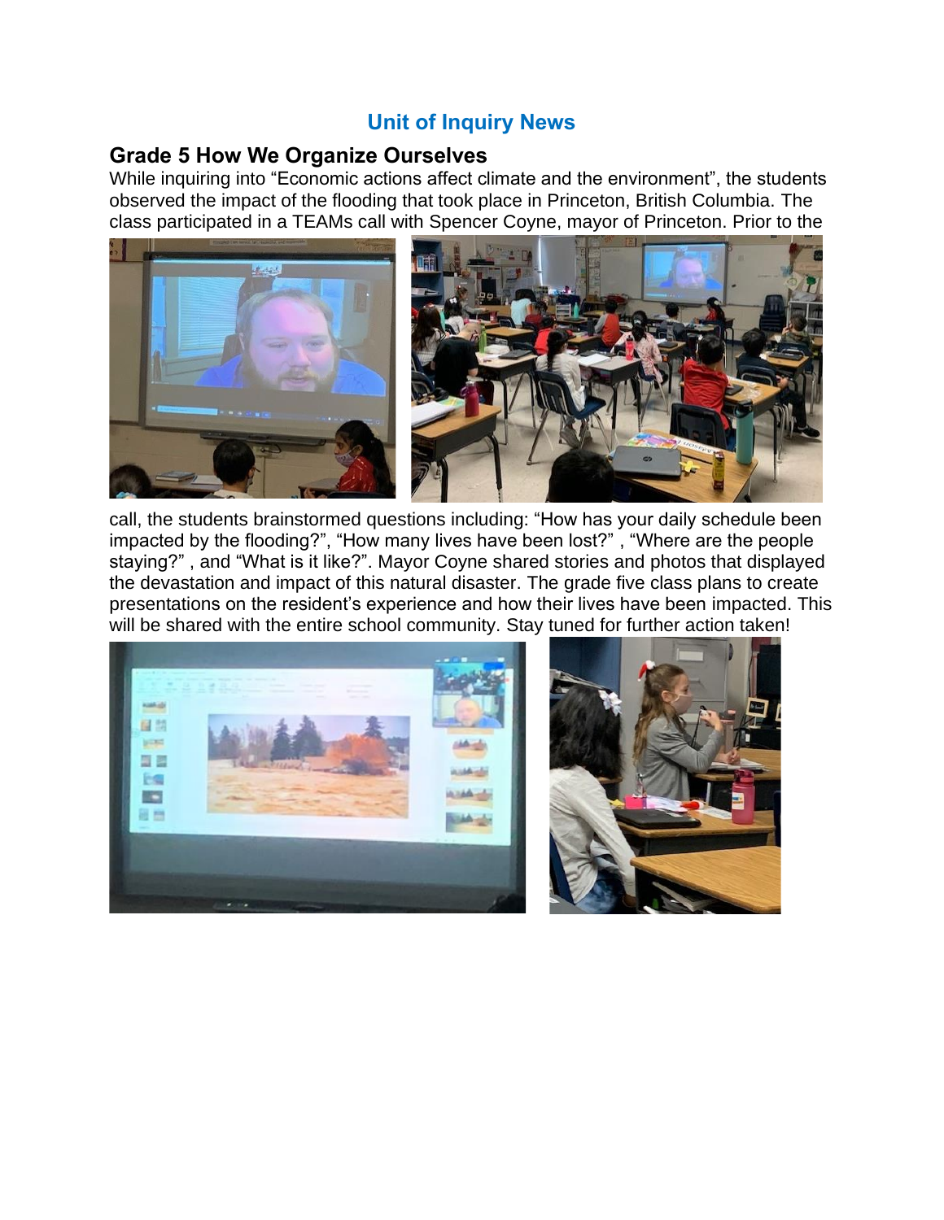# Unit of Inquiry News

## Grade 5 How We Organize Ourselves

While inquiring into "Economic actions affect climate and the environment", the students observed the impact of the flooding that took place in Princeton, British Columbia. The class participated in a TEAMs call with Spencer Coyne, mayor of Princeton. Prior to the call, the students brainstormed questions including: "How has your daily schedule been impacted by the flooding?", "How many lives have been lost?" , "Where are the people staying?" , and "What is it like?". Mayor Coyne shared stories and photos that displayed the devastation and impact of this natural disaster. The grade five class plans to create presentations on the resident's experience and how their lives have been impacted. This will be shared with the entire school community. Stay tuned for further action taken!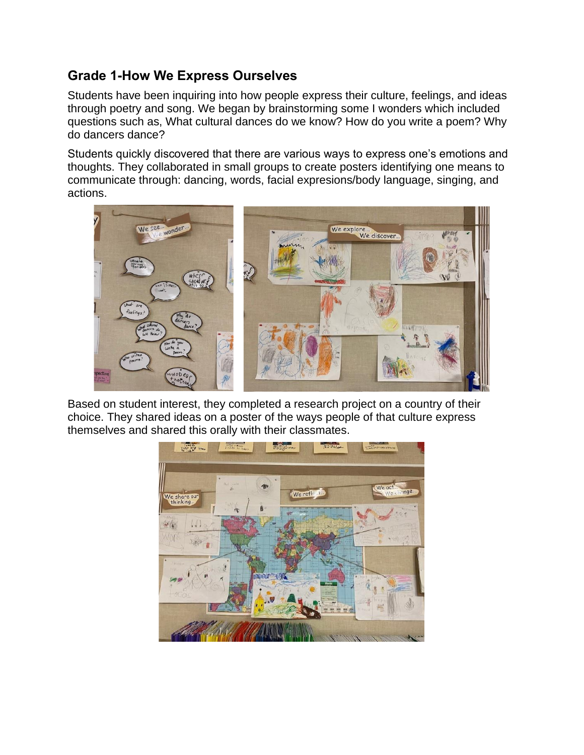## Grade 1-How We Express Ourselves

Students have been inquiring into how people express their culture, feelings, and ideas through poetry and song. We began by brainstorming some I wonders which included questions such as, What cultural dances do we know? How do you write a poem? Why do dancers dance?

Students quickly discovered that there are various ways to express one's emotions and thoughts. They collaborated in small groups to create posters identifying one means to communicate through: dancing, words, facial expresions/body language, singing, and actions.

Based on student interest, they completed a research project on a country of their choice. They shared ideas on a poster of the ways people of that culture express themselves and shared this orally with their classmates.